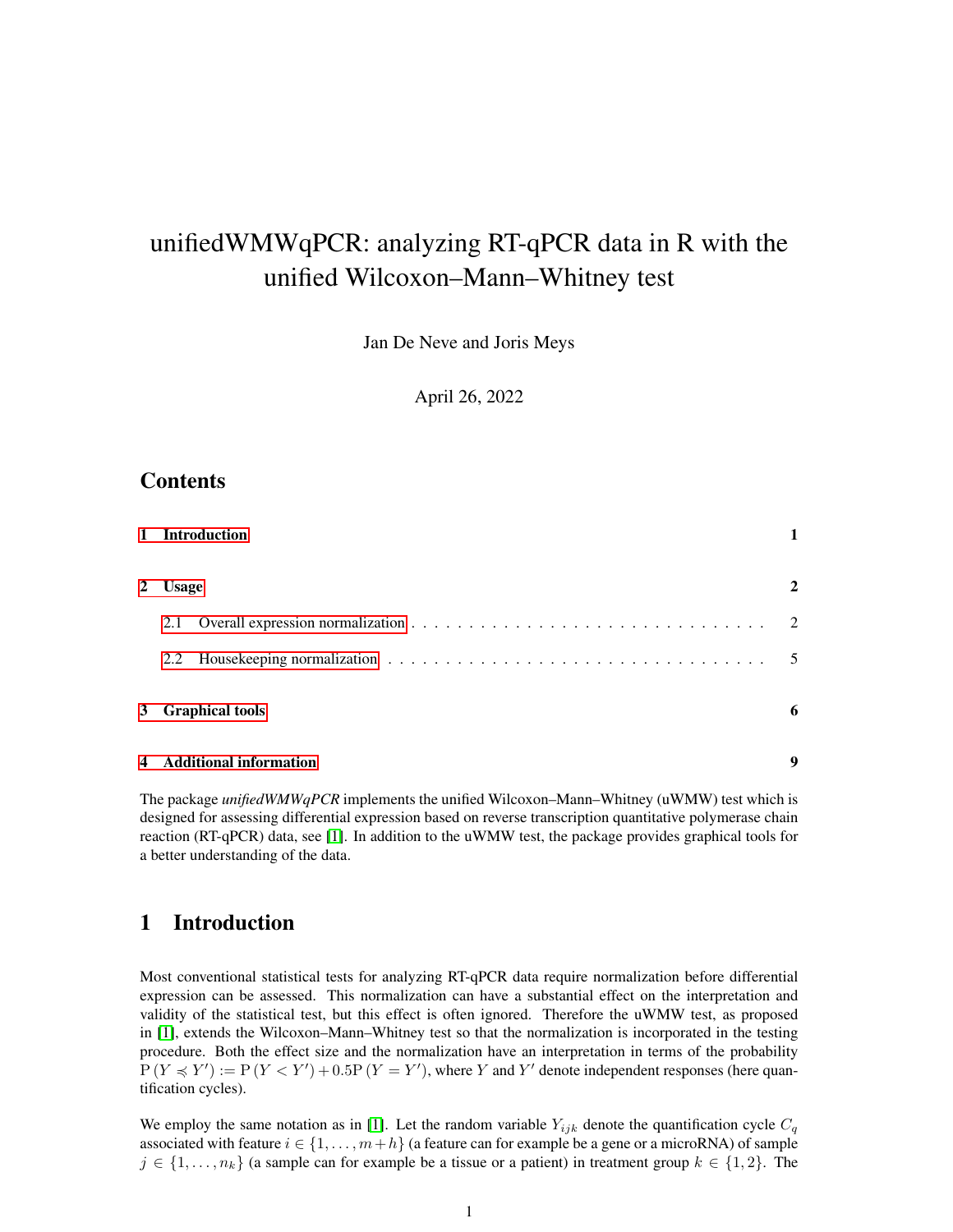# unifiedWMWqPCR: analyzing RT-qPCR data in R with the unified Wilcoxon–Mann–Whitney test

Jan De Neve and Joris Meys

April 26, 2022

## Contents

1 Introduction — 1

2 Usage — 2

- 2.1 Overall expression normalization — 2
- 2.2 Housekeeping normalization — 5

3 Graphical tools — 6

4 Additional information — 9

The package *unifiedWMWqPCR* implements the unified Wilcoxon–Mann–Whitney (uWMW) test which is designed for assessing differential expression based on reverse transcription quantitative polymerase chain reaction (RT-qPCR) data, see [1]. In addition to the uWMW test, the package provides graphical tools for a better understanding of the data.

## 1 Introduction

Most conventional statistical tests for analyzing RT-qPCR data require normalization before differential expression can be assessed. This normalization can have a substantial effect on the interpretation and validity of the statistical test, but this effect is often ignored. Therefore the uWMW test, as proposed in [1], extends the Wilcoxon–Mann–Whitney test so that the normalization is incorporated in the testing procedure. Both the effect size and the normalization have an interpretation in terms of the probability $\mathrm{P}(Y \preccurlyeq Y') := \mathrm{P}(Y < Y') + 0.5\mathrm{P}(Y = Y')$, where $Y$ and $Y'$ denote independent responses (here quantification cycles).

We employ the same notation as in [1]. Let the random variable $Y_{ijk}$ denote the quantification cycle $C_q$ associated with feature $i \in \{1, \ldots, m+h\}$ (a feature can for example be a gene or a microRNA) of sample $j \in \{1, \ldots, n_k\}$ (a sample can for example be a tissue or a patient) in treatment group $k \in \{1, 2\}$. The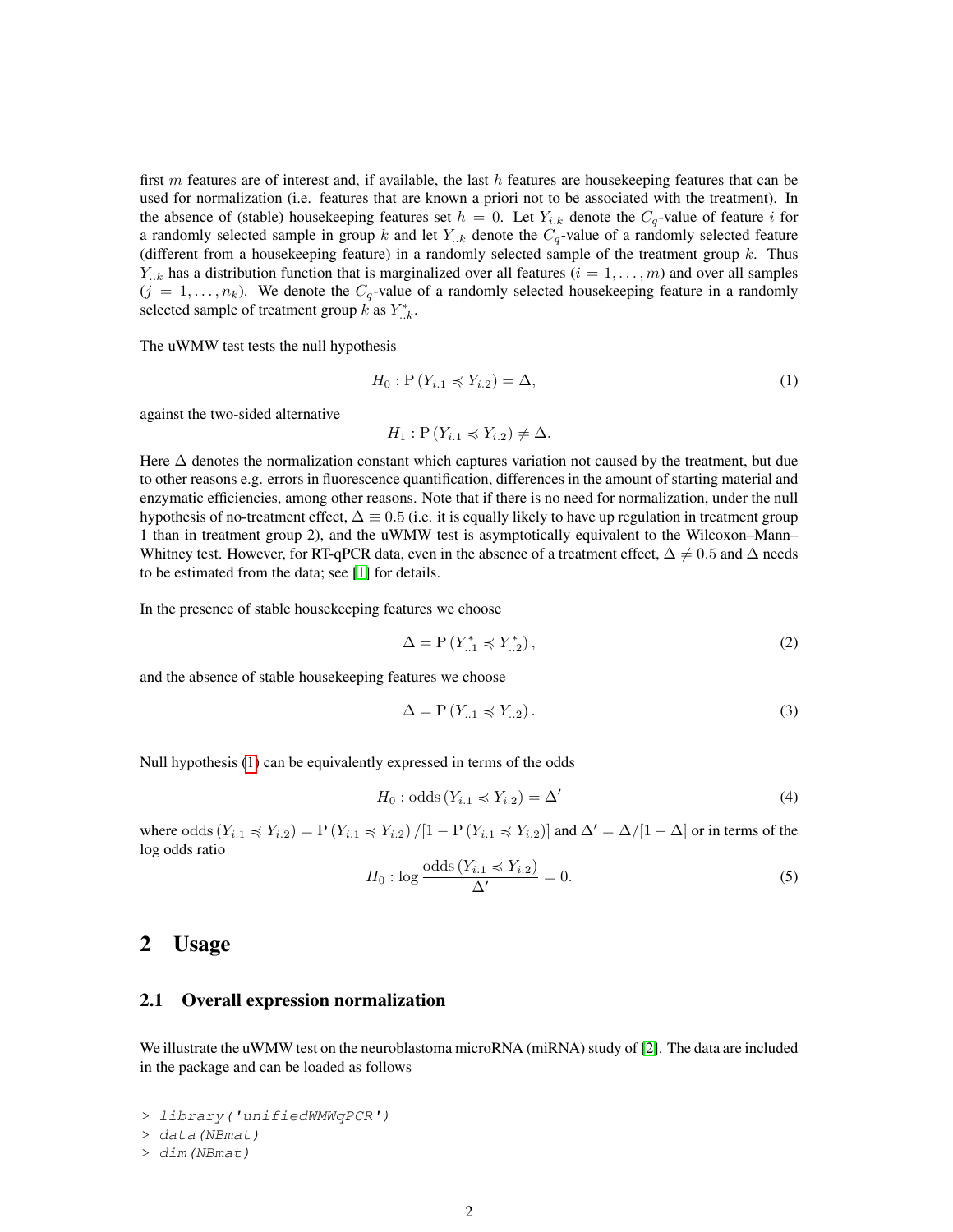first $m$ features are of interest and, if available, the last $h$ features are housekeeping features that can be used for normalization (i.e. features that are known a priori not to be associated with the treatment). In the absence of (stable) housekeeping features set $h = 0$. Let $Y_{i.k}$ denote the $C_q$-value of feature $i$ for a randomly selected sample in group $k$ and let $Y_{..k}$ denote the $C_q$-value of a randomly selected feature (different from a housekeeping feature) in a randomly selected sample of the treatment group $k$. Thus $Y_{..k}$ has a distribution function that is marginalized over all features ($i = 1, \ldots, m$) and over all samples ($j = 1, \ldots, n_k$). We denote the $C_q$-value of a randomly selected housekeeping feature in a randomly selected sample of treatment group $k$ as $Y^*_{..k}$.

The uWMW test tests the null hypothesis

$$H_0 : \mathrm{P}\left(Y_{i.1} \preccurlyeq Y_{i.2}\right) = \Delta, \tag{1}$$

against the two-sided alternative

$$H_1 : \mathrm{P}\left(Y_{i.1} \preccurlyeq Y_{i.2}\right) \neq \Delta.$$

Here $\Delta$ denotes the normalization constant which captures variation not caused by the treatment, but due to other reasons e.g. errors in fluorescence quantification, differences in the amount of starting material and enzymatic efficiencies, among other reasons. Note that if there is no need for normalization, under the null hypothesis of no-treatment effect, $\Delta \equiv 0.5$ (i.e. it is equally likely to have up regulation in treatment group 1 than in treatment group 2), and the uWMW test is asymptotically equivalent to the Wilcoxon–Mann–Whitney test. However, for RT-qPCR data, even in the absence of a treatment effect, $\Delta \neq 0.5$ and $\Delta$ needs to be estimated from the data; see [1] for details.

In the presence of stable housekeeping features we choose

$$\Delta = \mathrm{P}\left(Y^*_{..1} \preccurlyeq Y^*_{..2}\right), \tag{2}$$

and the absence of stable housekeeping features we choose

$$\Delta = \mathrm{P}\left(Y_{..1} \preccurlyeq Y_{..2}\right). \tag{3}$$

Null hypothesis (1) can be equivalently expressed in terms of the odds

$$H_0 : \mathrm{odds}\left(Y_{i.1} \preccurlyeq Y_{i.2}\right) = \Delta' \tag{4}$$

where $\mathrm{odds}\left(Y_{i.1} \preccurlyeq Y_{i.2}\right) = \mathrm{P}\left(Y_{i.1} \preccurlyeq Y_{i.2}\right) / \left[1 - \mathrm{P}\left(Y_{i.1} \preccurlyeq Y_{i.2}\right)\right]$ and $\Delta' = \Delta/[1 - \Delta]$ or in terms of the log odds ratio

$$H_0 : \log \frac{\mathrm{odds}\left(Y_{i.1} \preccurlyeq Y_{i.2}\right)}{\Delta'} = 0. \tag{5}$$

## 2 Usage

### 2.1 Overall expression normalization

We illustrate the uWMW test on the neuroblastoma microRNA (miRNA) study of [2]. The data are included in the package and can be loaded as follows

```
> library('unifiedWMWqPCR')
> data(NBmat)
> dim(NBmat)
```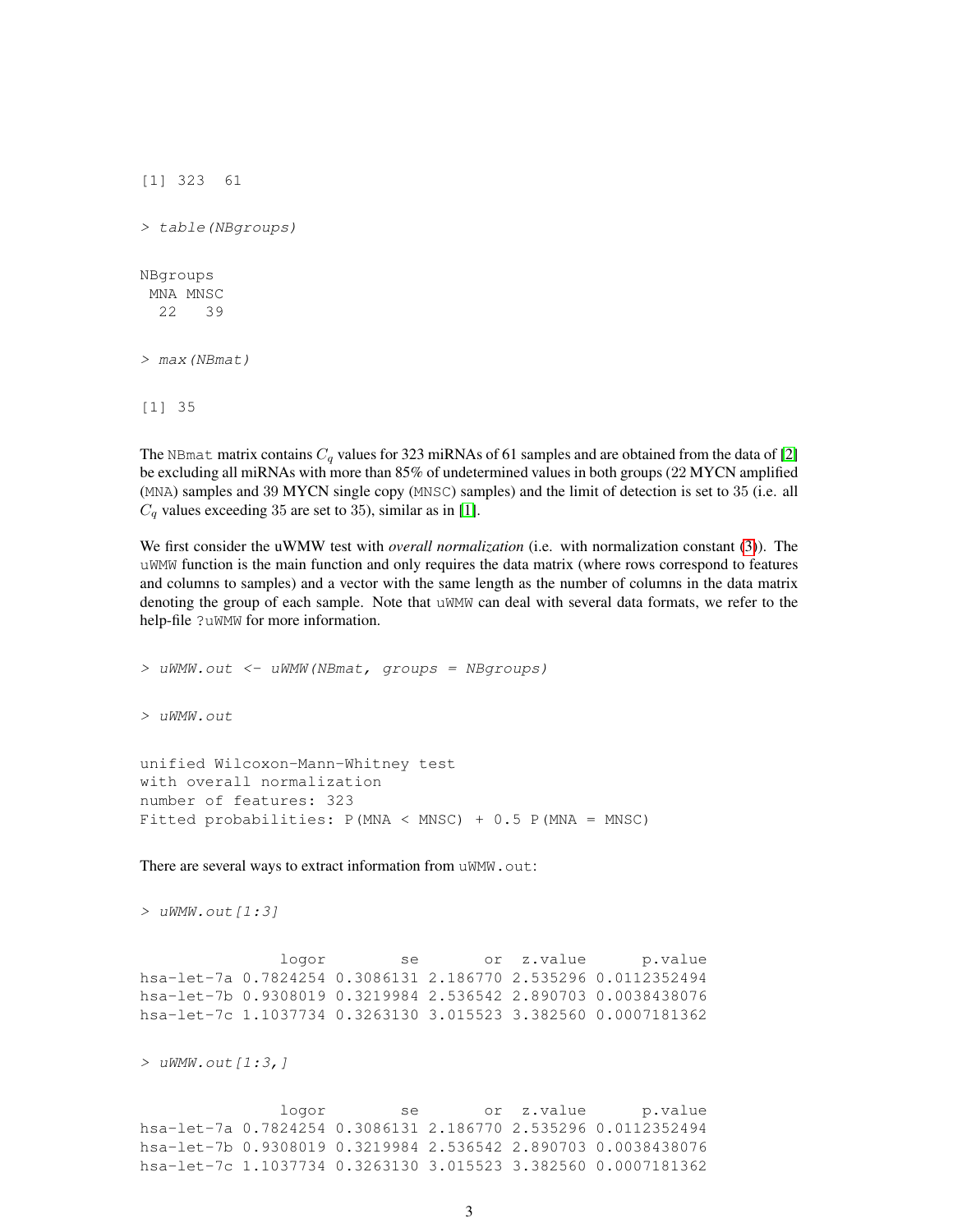```
[1] 323  61
```

```
> table(NBgroups)
```

```
NBgroups
 MNA MNSC
  22   39
```

```
> max(NBmat)
```

```
[1] 35
```

The NBmat matrix contains $C_q$ values for 323 miRNAs of 61 samples and are obtained from the data of [2] be excluding all miRNAs with more than 85% of undetermined values in both groups (22 MYCN amplified (MNA) samples and 39 MYCN single copy (MNSC) samples) and the limit of detection is set to 35 (i.e. all $C_q$ values exceeding 35 are set to 35), similar as in [1].

We first consider the uWMW test with *overall normalization* (i.e. with normalization constant (3)). The uWMW function is the main function and only requires the data matrix (where rows correspond to features and columns to samples) and a vector with the same length as the number of columns in the data matrix denoting the group of each sample. Note that uWMW can deal with several data formats, we refer to the help-file ?uWMW for more information.

```
> uWMW.out <- uWMW(NBmat, groups = NBgroups)
```

```
> uWMW.out
```

```
unified Wilcoxon-Mann-Whitney test
with overall normalization
number of features: 323
Fitted probabilities: P(MNA < MNSC) + 0.5 P(MNA = MNSC)
```

There are several ways to extract information from uWMW.out:

```
> uWMW.out[1:3]
```

```
               logor        se       or  z.value      p.value
hsa-let-7a 0.7824254 0.3086131 2.186770 2.535296 0.0112352494
hsa-let-7b 0.9308019 0.3219984 2.536542 2.890703 0.0038438076
hsa-let-7c 1.1037734 0.3263130 3.015523 3.382560 0.0007181362
```

```
> uWMW.out[1:3,]
```

```
               logor        se       or  z.value      p.value
hsa-let-7a 0.7824254 0.3086131 2.186770 2.535296 0.0112352494
hsa-let-7b 0.9308019 0.3219984 2.536542 2.890703 0.0038438076
hsa-let-7c 1.1037734 0.3263130 3.015523 3.382560 0.0007181362
```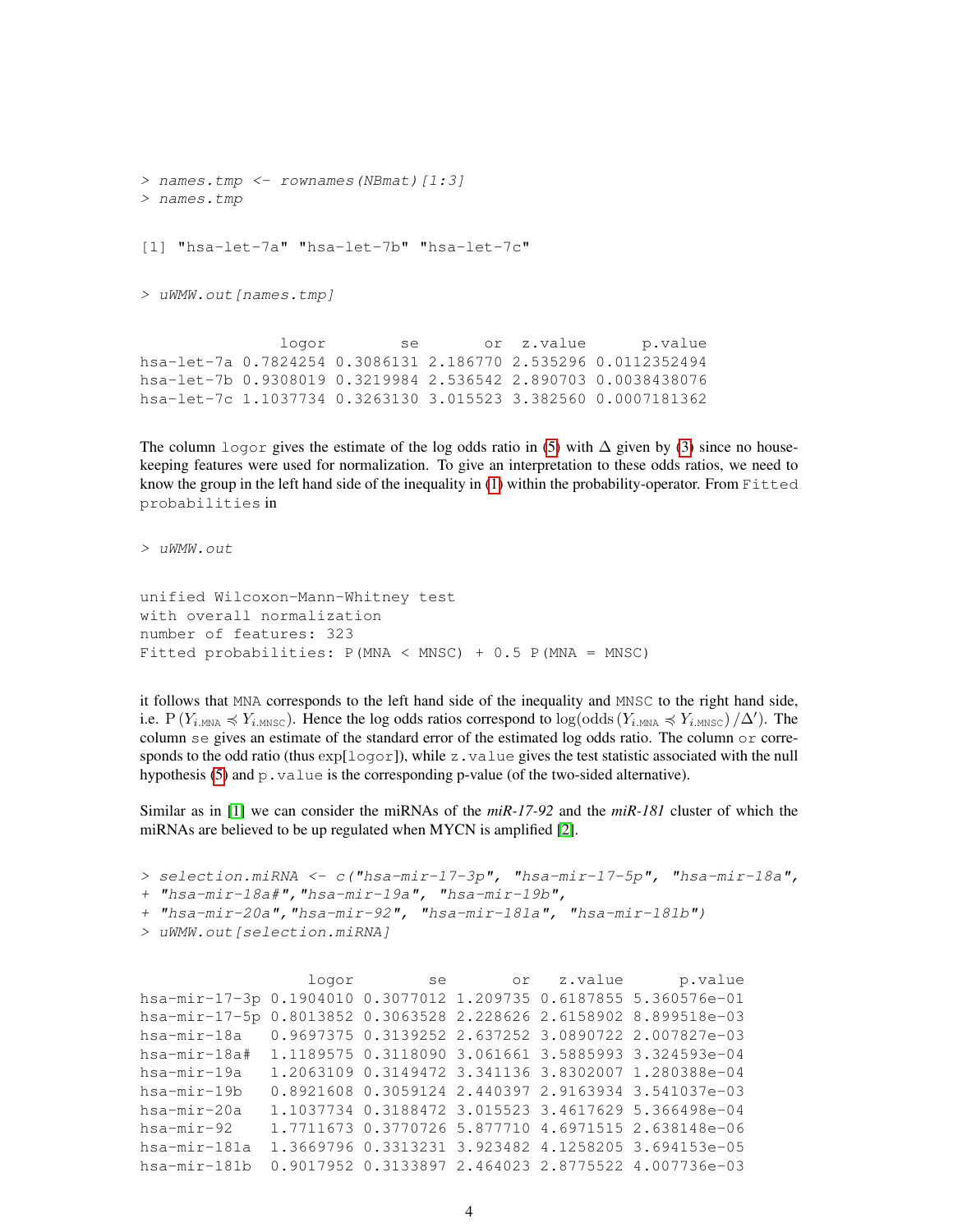```
> names.tmp <- rownames(NBmat)[1:3]
> names.tmp

[1] "hsa-let-7a" "hsa-let-7b" "hsa-let-7c"

> uWMW.out[names.tmp]

               logor        se       or  z.value      p.value
hsa-let-7a 0.7824254 0.3086131 2.186770 2.535296 0.0112352494
hsa-let-7b 0.9308019 0.3219984 2.536542 2.890703 0.0038438076
hsa-let-7c 1.1037734 0.3263130 3.015523 3.382560 0.0007181362
```

The column `logor` gives the estimate of the log odds ratio in (5) with $\Delta$ given by (3) since no house-keeping features were used for normalization. To give an interpretation to these odds ratios, we need to know the group in the left hand side of the inequality in (1) within the probability-operator. From `Fitted probabilities` in

```
> uWMW.out

unified Wilcoxon-Mann-Whitney test
with overall normalization
number of features: 323
Fitted probabilities: P(MNA < MNSC) + 0.5 P(MNA = MNSC)
```

it follows that `MNA` corresponds to the left hand side of the inequality and `MNSC` to the right hand side, i.e. $\mathrm{P}\left(Y_{i.\mathrm{MNA}} \preccurlyeq Y_{i.\mathrm{MNSC}}\right)$. Hence the log odds ratios correspond to $\log(\mathrm{odds}\left(Y_{i.\mathrm{MNA}} \preccurlyeq Y_{i.\mathrm{MNSC}}\right)/\Delta')$. The column `se` gives an estimate of the standard error of the estimated log odds ratio. The column `or` corresponds to the odd ratio (thus exp[`logor`]), while `z.value` gives the test statistic associated with the null hypothesis (5) and `p.value` is the corresponding p-value (of the two-sided alternative).

Similar as in [1] we can consider the miRNAs of the ***miR-17-92*** and the ***miR-181*** cluster of which the miRNAs are believed to be up regulated when MYCN is amplified [2].

```
> selection.miRNA <- c("hsa-mir-17-3p", "hsa-mir-17-5p", "hsa-mir-18a",
+ "hsa-mir-18a#","hsa-mir-19a", "hsa-mir-19b",
+ "hsa-mir-20a","hsa-mir-92", "hsa-mir-181a", "hsa-mir-181b")
> uWMW.out[selection.miRNA]

                  logor        se       or   z.value      p.value
hsa-mir-17-3p 0.1904010 0.3077012 1.209735 0.6187855 5.360576e-01
hsa-mir-17-5p 0.8013852 0.3063528 2.228626 2.6158902 8.899518e-03
hsa-mir-18a   0.9697375 0.3139252 2.637252 3.0890722 2.007827e-03
hsa-mir-18a#  1.1189575 0.3118090 3.061661 3.5885993 3.324593e-04
hsa-mir-19a   1.2063109 0.3149472 3.341136 3.8302007 1.280388e-04
hsa-mir-19b   0.8921608 0.3059124 2.440397 2.9163934 3.541037e-03
hsa-mir-20a   1.1037734 0.3188472 3.015523 3.4617629 5.366498e-04
hsa-mir-92    1.7711673 0.3770726 5.877710 4.6971515 2.638148e-06
hsa-mir-181a  1.3669796 0.3313231 3.923482 4.1258205 3.694153e-05
hsa-mir-181b  0.9017952 0.3133897 2.464023 2.8775522 4.007736e-03
```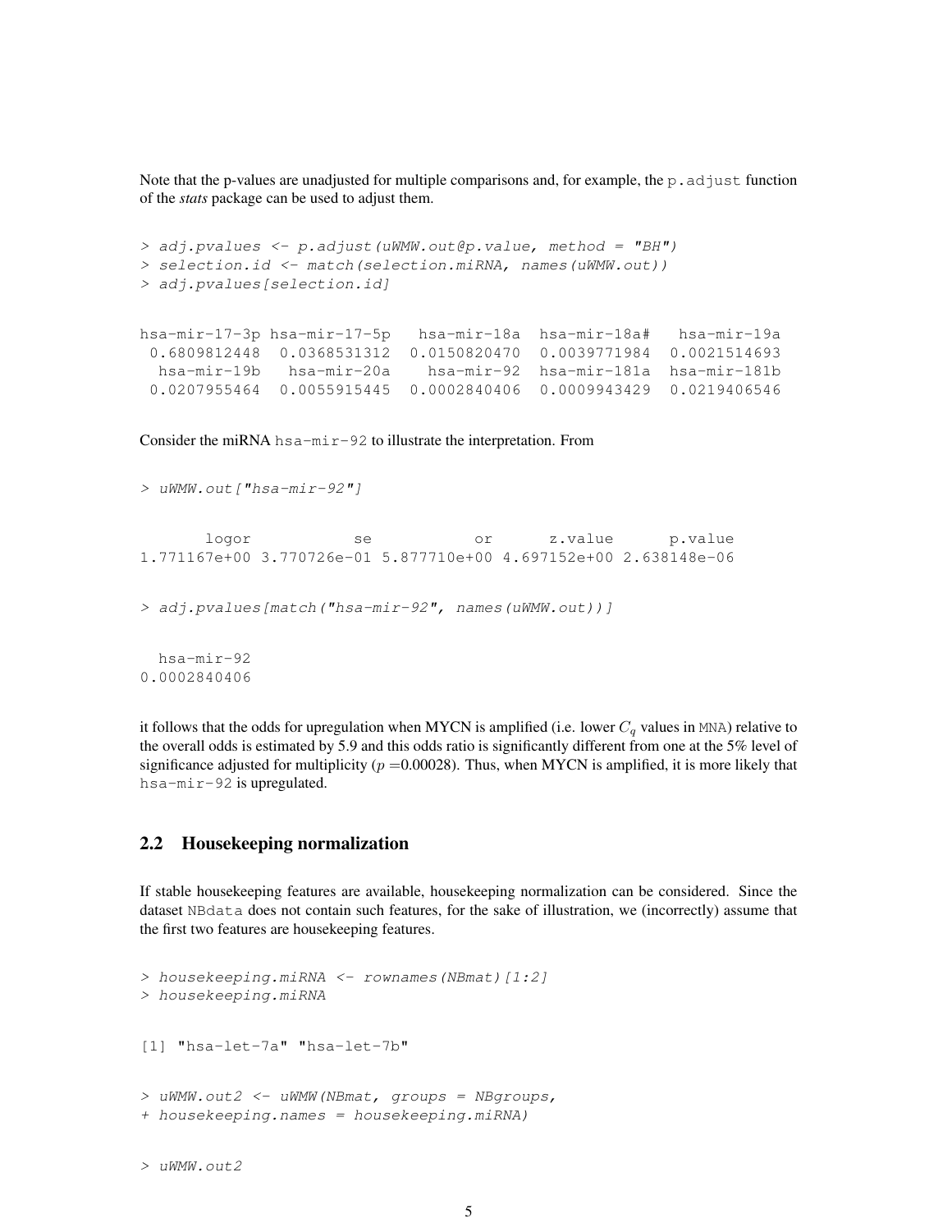Note that the p-values are unadjusted for multiple comparisons and, for example, the `p.adjust` function of the *stats* package can be used to adjust them.

```
> adj.pvalues <- p.adjust(uWMW.out@p.value, method = "BH")
> selection.id <- match(selection.miRNA, names(uWMW.out))
> adj.pvalues[selection.id]
```

```
hsa-mir-17-3p hsa-mir-17-5p   hsa-mir-18a  hsa-mir-18a#   hsa-mir-19a 
 0.6809812448  0.0368531312  0.0150820470  0.0039771984  0.0021514693 
  hsa-mir-19b   hsa-mir-20a    hsa-mir-92  hsa-mir-181a  hsa-mir-181b 
 0.0207955464  0.0055915445  0.0002840406  0.0009943429  0.0219406546 
```

Consider the miRNA `hsa-mir-92` to illustrate the interpretation. From

```
> uWMW.out["hsa-mir-92"]
```

```
       logor           se           or      z.value      p.value 
1.771167e+00 3.770726e-01 5.877710e+00 4.697152e+00 2.638148e-06 
```

```
> adj.pvalues[match("hsa-mir-92", names(uWMW.out))]
```

```
  hsa-mir-92 
0.0002840406 
```

it follows that the odds for upregulation when MYCN is amplified (i.e. lower $C_q$ values in `MNA`) relative to the overall odds is estimated by 5.9 and this odds ratio is significantly different from one at the 5% level of significance adjusted for multiplicity ($p = 0.00028$). Thus, when MYCN is amplified, it is more likely that `hsa-mir-92` is upregulated.

## 2.2 Housekeeping normalization

If stable housekeeping features are available, housekeeping normalization can be considered. Since the dataset `NBdata` does not contain such features, for the sake of illustration, we (incorrectly) assume that the first two features are housekeeping features.

```
> housekeeping.miRNA <- rownames(NBmat)[1:2]
> housekeeping.miRNA
```

```
[1] "hsa-let-7a" "hsa-let-7b"
```

```
> uWMW.out2 <- uWMW(NBmat, groups = NBgroups,
+ housekeeping.names = housekeeping.miRNA)
```

```
> uWMW.out2
```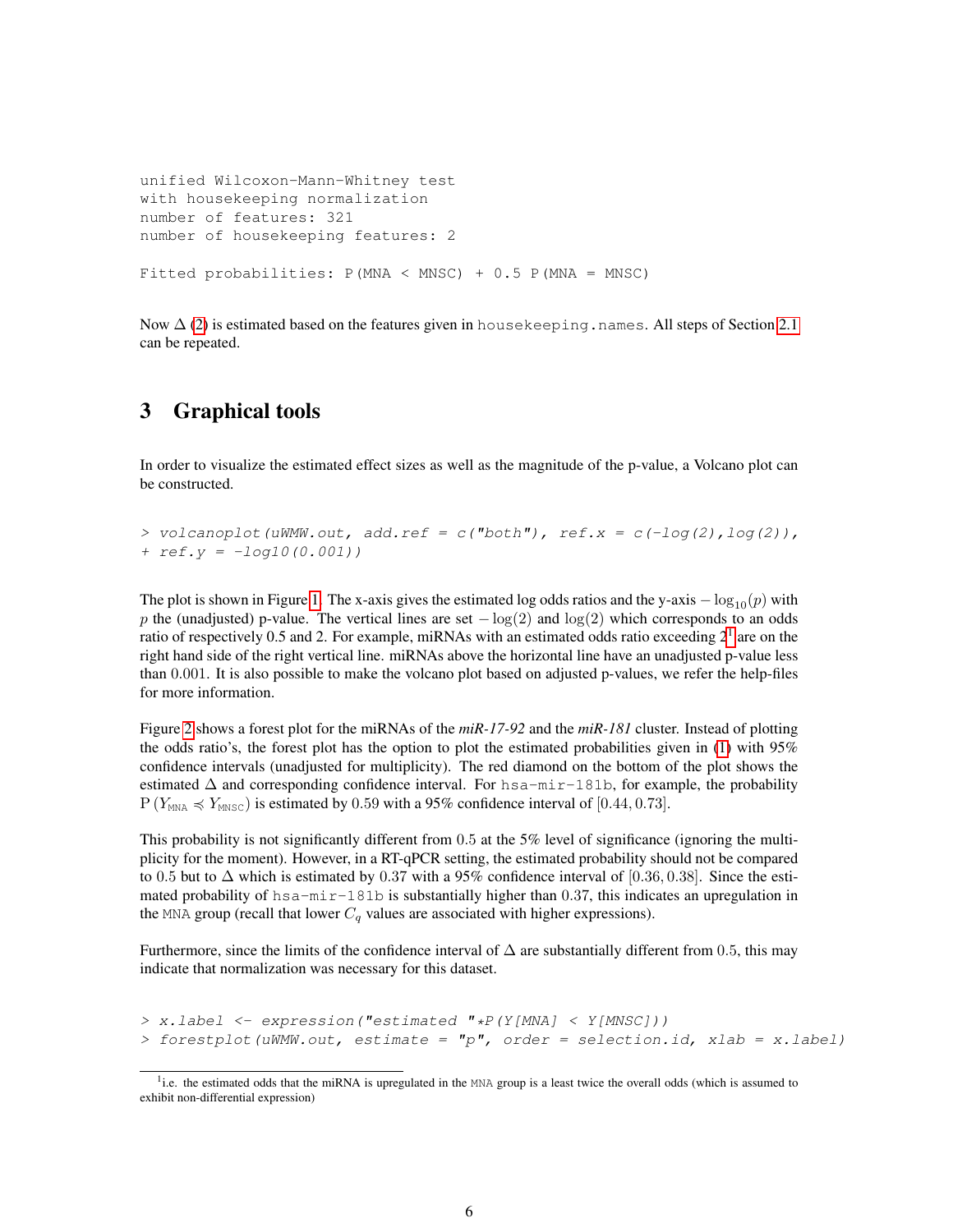```
unified Wilcoxon-Mann-Whitney test
with housekeeping normalization
number of features: 321
number of housekeeping features: 2

Fitted probabilities: P(MNA < MNSC) + 0.5 P(MNA = MNSC)
```

Now $\Delta$ (2) is estimated based on the features given in `housekeeping.names`. All steps of Section 2.1 can be repeated.

# 3 Graphical tools

In order to visualize the estimated effect sizes as well as the magnitude of the p-value, a Volcano plot can be constructed.

```
> volcanoplot(uWMW.out, add.ref = c("both"), ref.x = c(-log(2),log(2)),
+ ref.y = -log10(0.001))
```

The plot is shown in Figure 1. The x-axis gives the estimated log odds ratios and the y-axis $-\log_{10}(p)$ with $p$ the (unadjusted) p-value. The vertical lines are set $-\log(2)$ and $\log(2)$ which corresponds to an odds ratio of respectively 0.5 and 2. For example, miRNAs with an estimated odds ratio exceeding 2[1] are on the right hand side of the right vertical line. miRNAs above the horizontal line have an unadjusted p-value less than 0.001. It is also possible to make the volcano plot based on adjusted p-values, we refer the help-files for more information.

Figure 2 shows a forest plot for the miRNAs of the ***miR-17-92*** and the ***miR-181*** cluster. Instead of plotting the odds ratio's, the forest plot has the option to plot the estimated probabilities given in (1) with 95% confidence intervals (unadjusted for multiplicity). The red diamond on the bottom of the plot shows the estimated $\Delta$ and corresponding confidence interval. For `hsa-mir-181b`, for example, the probability $\mathrm{P}\left(Y_{\texttt{MNA}} \preccurlyeq Y_{\texttt{MNSC}}\right)$ is estimated by 0.59 with a 95% confidence interval of $[0.44, 0.73]$.

This probability is not significantly different from 0.5 at the 5% level of significance (ignoring the multiplicity for the moment). However, in a RT-qPCR setting, the estimated probability should not be compared to 0.5 but to $\Delta$ which is estimated by 0.37 with a 95% confidence interval of $[0.36, 0.38]$. Since the estimated probability of `hsa-mir-181b` is substantially higher than 0.37, this indicates an upregulation in the `MNA` group (recall that lower $C_q$ values are associated with higher expressions).

Furthermore, since the limits of the confidence interval of $\Delta$ are substantially different from 0.5, this may indicate that normalization was necessary for this dataset.

```
> x.label <- expression("estimated "*P(Y[MNA] < Y[MNSC]))
> forestplot(uWMW.out, estimate = "p", order = selection.id, xlab = x.label)
```

[1] i.e. the estimated odds that the miRNA is upregulated in the `MNA` group is a least twice the overall odds (which is assumed to exhibit non-differential expression)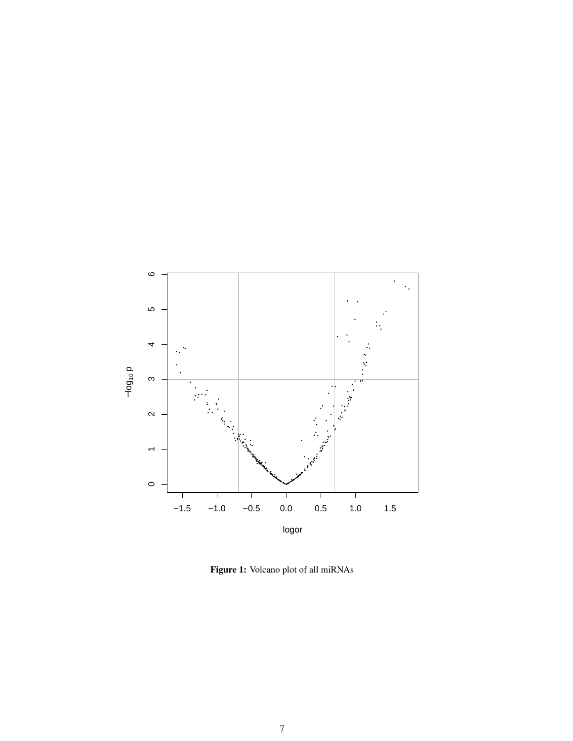Figure 1: Volcano plot of all miRNAs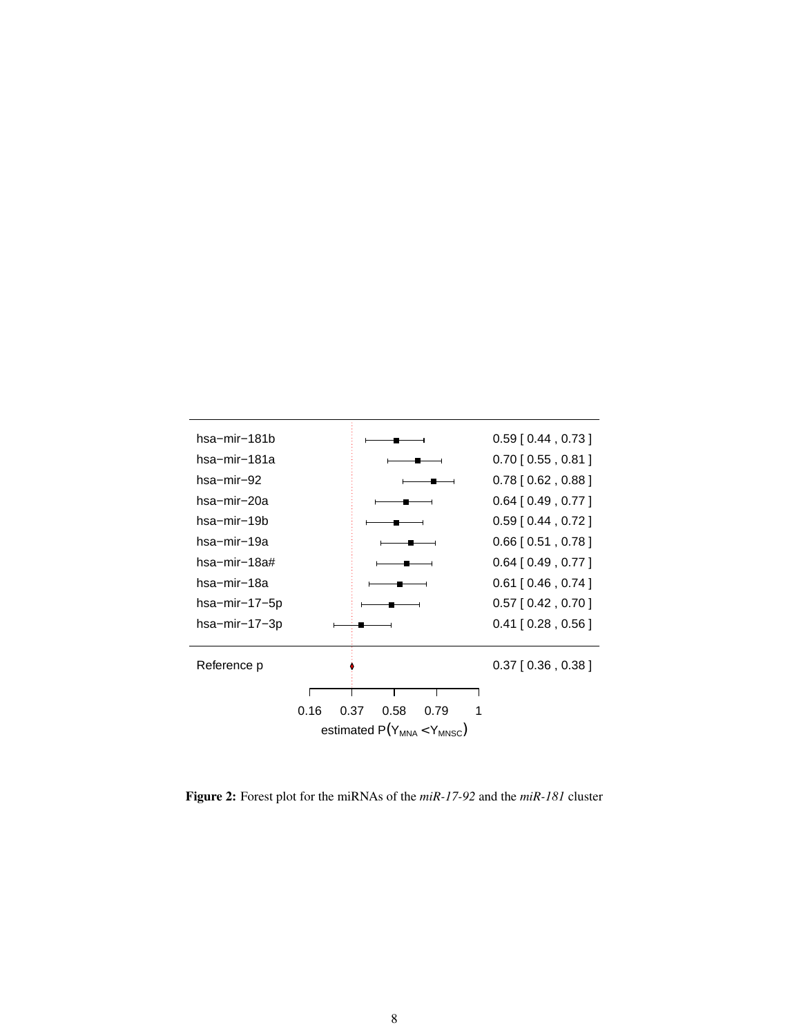| miRNA | estimated $P(Y_{MNA} < Y_{MNSC})$ |
|---|---|
| hsa−mir−181b | 0.59 [ 0.44 , 0.73 ] |
| hsa−mir−181a | 0.70 [ 0.55 , 0.81 ] |
| hsa−mir−92 | 0.78 [ 0.62 , 0.88 ] |
| hsa−mir−20a | 0.64 [ 0.49 , 0.77 ] |
| hsa−mir−19b | 0.59 [ 0.44 , 0.72 ] |
| hsa−mir−19a | 0.66 [ 0.51 , 0.78 ] |
| hsa−mir−18a# | 0.64 [ 0.49 , 0.77 ] |
| hsa−mir−18a | 0.61 [ 0.46 , 0.74 ] |
| hsa−mir−17−5p | 0.57 [ 0.42 , 0.70 ] |
| hsa−mir−17−3p | 0.41 [ 0.28 , 0.56 ] |
| Reference p | 0.37 [ 0.36 , 0.38 ] |

Axis: 0.16, 0.37, 0.58, 0.79, 1 — estimated $P(Y_{MNA} < Y_{MNSC})$

**Figure 2:** Forest plot for the miRNAs of the *miR-17-92* and the *miR-181* cluster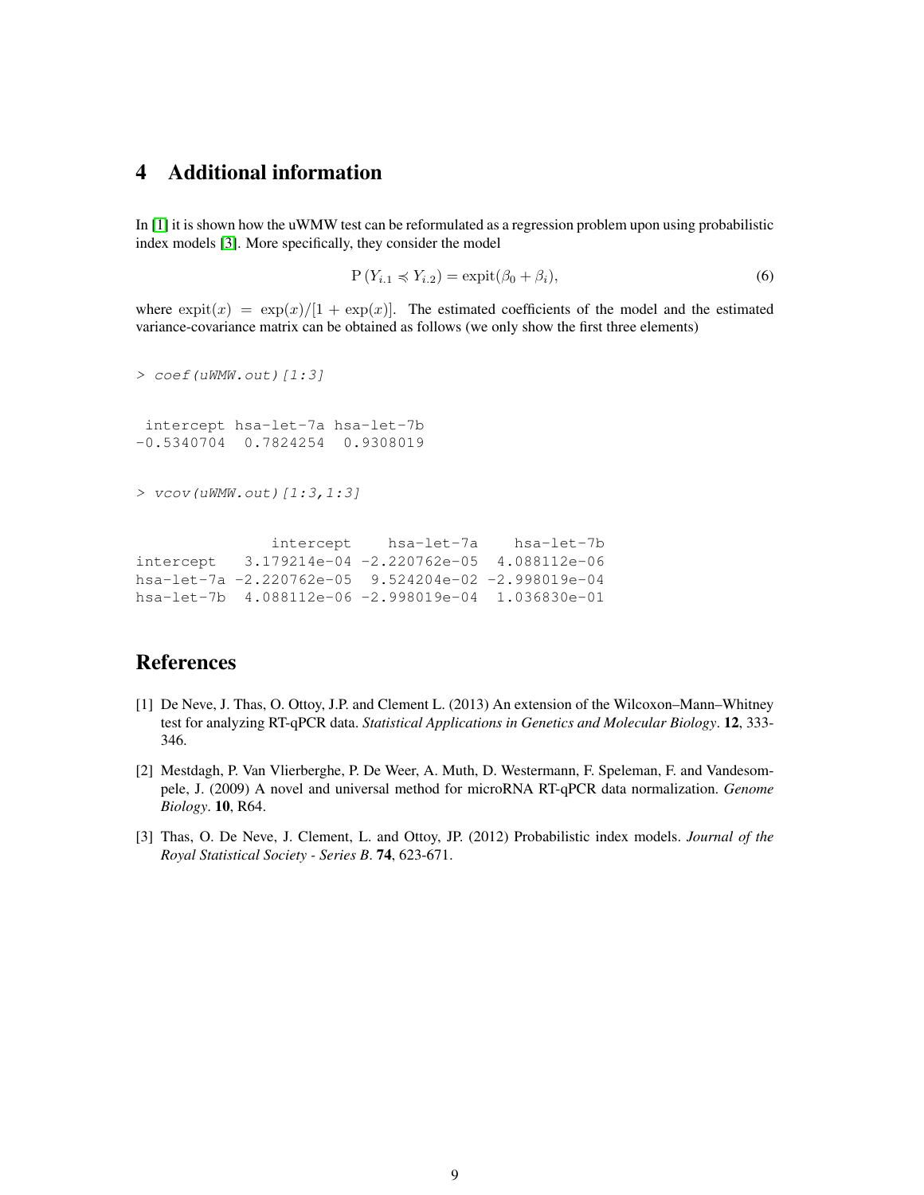## 4 Additional information

In [1] it is shown how the uWMW test can be reformulated as a regression problem upon using probabilistic index models [3]. More specifically, they consider the model

$$\mathrm{P}\left(Y_{i.1} \preccurlyeq Y_{i.2}\right) = \mathrm{expit}(\beta_0 + \beta_i), \tag{6}$$

where $\mathrm{expit}(x) = \exp(x)/[1 + \exp(x)]$. The estimated coefficients of the model and the estimated variance-covariance matrix can be obtained as follows (we only show the first three elements)

```
> coef(uWMW.out)[1:3]

 intercept hsa-let-7a hsa-let-7b
-0.5340704  0.7824254  0.9308019

> vcov(uWMW.out)[1:3,1:3]

               intercept    hsa-let-7a    hsa-let-7b
intercept   3.179214e-04 -2.220762e-05  4.088112e-06
hsa-let-7a -2.220762e-05  9.524204e-02 -2.998019e-04
hsa-let-7b  4.088112e-06 -2.998019e-04  1.036830e-01
```

## References

[1] De Neve, J. Thas, O. Ottoy, J.P. and Clement L. (2013) An extension of the Wilcoxon–Mann–Whitney test for analyzing RT-qPCR data. *Statistical Applications in Genetics and Molecular Biology*. **12**, 333-346.

[2] Mestdagh, P. Van Vlierberghe, P. De Weer, A. Muth, D. Westermann, F. Speleman, F. and Vandesompele, J. (2009) A novel and universal method for microRNA RT-qPCR data normalization. *Genome Biology*. **10**, R64.

[3] Thas, O. De Neve, J. Clement, L. and Ottoy, JP. (2012) Probabilistic index models. *Journal of the Royal Statistical Society - Series B*. **74**, 623-671.